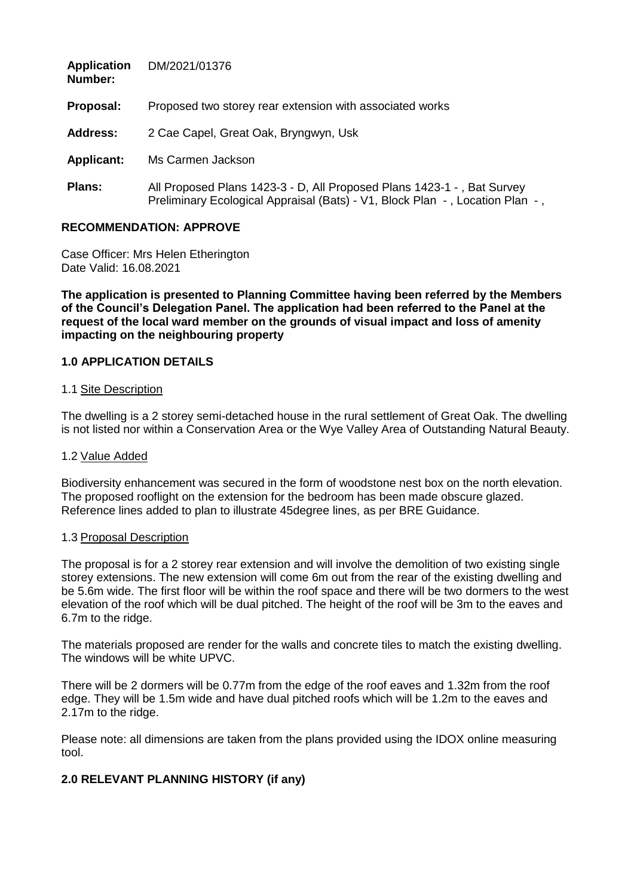| | |
|---|---|
| **Application Number:** | DM/2021/01376 |
| **Proposal:** | Proposed two storey rear extension with associated works |
| **Address:** | 2 Cae Capel, Great Oak, Bryngwyn, Usk |
| **Applicant:** | Ms Carmen Jackson |
| **Plans:** | All Proposed Plans 1423-3 - D, All Proposed Plans 1423-1 - , Bat Survey Preliminary Ecological Appraisal (Bats) - V1, Block Plan - , Location Plan - , |

**RECOMMENDATION: APPROVE**

Case Officer: Mrs Helen Etherington
Date Valid: 16.08.2021

**The application is presented to Planning Committee having been referred by the Members of the Council's Delegation Panel. The application had been referred to the Panel at the request of the local ward member on the grounds of visual impact and loss of amenity impacting on the neighbouring property**

## 1.0 APPLICATION DETAILS

### 1.1 Site Description

The dwelling is a 2 storey semi-detached house in the rural settlement of Great Oak. The dwelling is not listed nor within a Conservation Area or the Wye Valley Area of Outstanding Natural Beauty.

### 1.2 Value Added

Biodiversity enhancement was secured in the form of woodstone nest box on the north elevation. The proposed rooflight on the extension for the bedroom has been made obscure glazed. Reference lines added to plan to illustrate 45degree lines, as per BRE Guidance.

### 1.3 Proposal Description

The proposal is for a 2 storey rear extension and will involve the demolition of two existing single storey extensions. The new extension will come 6m out from the rear of the existing dwelling and be 5.6m wide. The first floor will be within the roof space and there will be two dormers to the west elevation of the roof which will be dual pitched. The height of the roof will be 3m to the eaves and 6.7m to the ridge.

The materials proposed are render for the walls and concrete tiles to match the existing dwelling. The windows will be white UPVC.

There will be 2 dormers will be 0.77m from the edge of the roof eaves and 1.32m from the roof edge. They will be 1.5m wide and have dual pitched roofs which will be 1.2m to the eaves and 2.17m to the ridge.

Please note: all dimensions are taken from the plans provided using the IDOX online measuring tool.

## 2.0 RELEVANT PLANNING HISTORY (if any)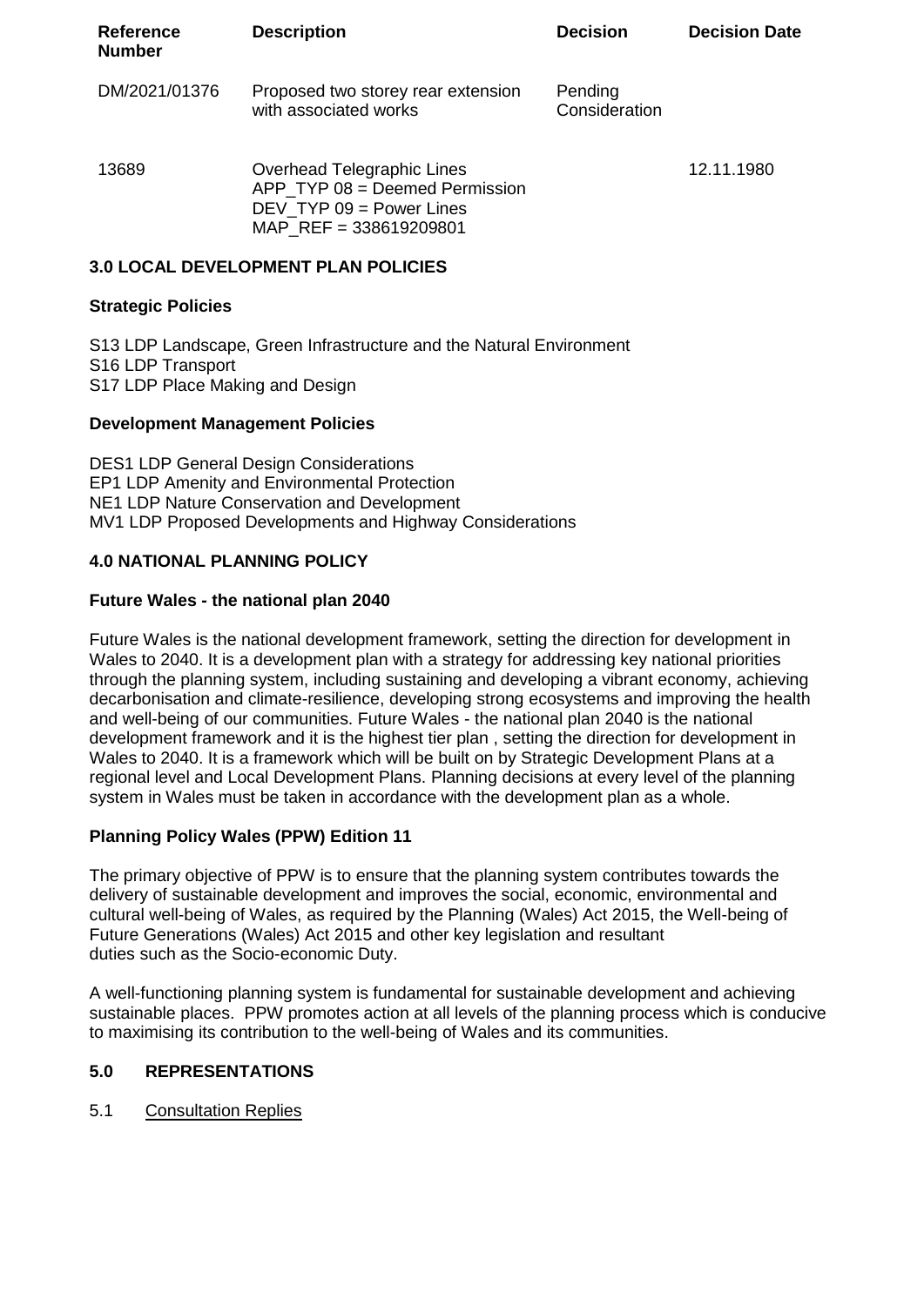| Reference Number | Description | Decision | Decision Date |
|---|---|---|---|
| DM/2021/01376 | Proposed two storey rear extension with associated works | Pending Consideration | |
| 13689 | Overhead Telegraphic Lines<br>APP_TYP 08 = Deemed Permission<br>DEV_TYP 09 = Power Lines<br>MAP_REF = 338619209801 | | 12.11.1980 |

## 3.0 LOCAL DEVELOPMENT PLAN POLICIES

### Strategic Policies

S13 LDP Landscape, Green Infrastructure and the Natural Environment
S16 LDP Transport
S17 LDP Place Making and Design

### Development Management Policies

DES1 LDP General Design Considerations
EP1 LDP Amenity and Environmental Protection
NE1 LDP Nature Conservation and Development
MV1 LDP Proposed Developments and Highway Considerations

## 4.0 NATIONAL PLANNING POLICY

### Future Wales - the national plan 2040

Future Wales is the national development framework, setting the direction for development in Wales to 2040. It is a development plan with a strategy for addressing key national priorities through the planning system, including sustaining and developing a vibrant economy, achieving decarbonisation and climate-resilience, developing strong ecosystems and improving the health and well-being of our communities. Future Wales - the national plan 2040 is the national development framework and it is the highest tier plan , setting the direction for development in Wales to 2040. It is a framework which will be built on by Strategic Development Plans at a regional level and Local Development Plans. Planning decisions at every level of the planning system in Wales must be taken in accordance with the development plan as a whole.

### Planning Policy Wales (PPW) Edition 11

The primary objective of PPW is to ensure that the planning system contributes towards the delivery of sustainable development and improves the social, economic, environmental and cultural well-being of Wales, as required by the Planning (Wales) Act 2015, the Well-being of Future Generations (Wales) Act 2015 and other key legislation and resultant duties such as the Socio-economic Duty.

A well-functioning planning system is fundamental for sustainable development and achieving sustainable places. PPW promotes action at all levels of the planning process which is conducive to maximising its contribution to the well-being of Wales and its communities.

## 5.0 REPRESENTATIONS

5.1 Consultation Replies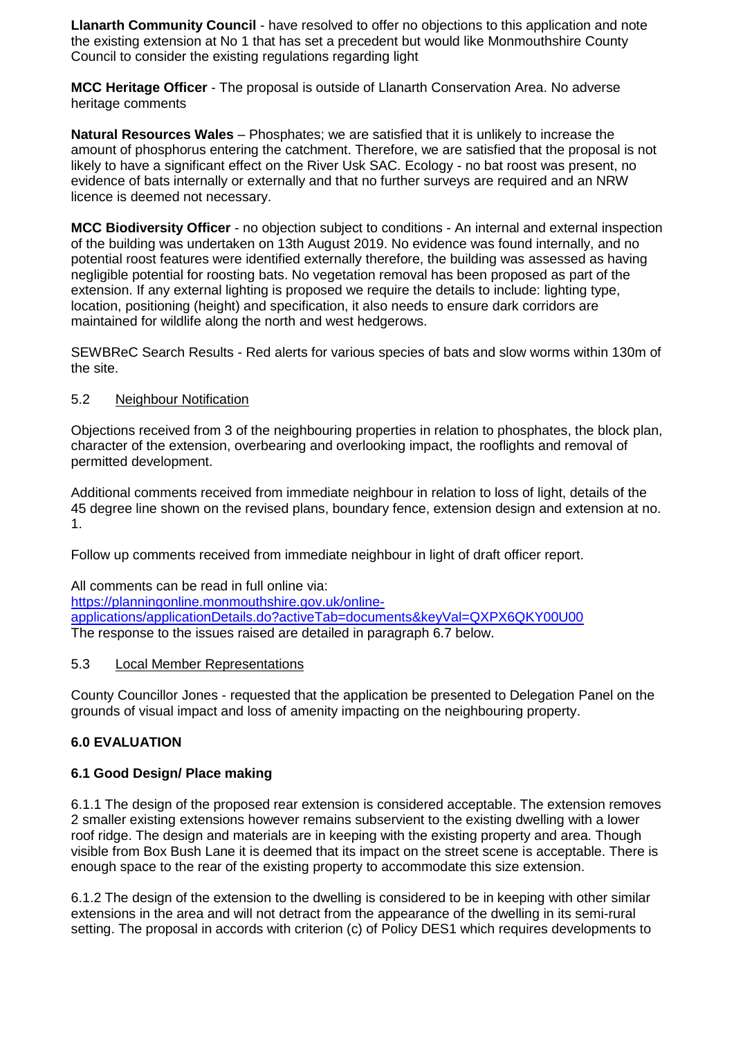**Llanarth Community Council** - have resolved to offer no objections to this application and note the existing extension at No 1 that has set a precedent but would like Monmouthshire County Council to consider the existing regulations regarding light

**MCC Heritage Officer** - The proposal is outside of Llanarth Conservation Area. No adverse heritage comments

**Natural Resources Wales** – Phosphates; we are satisfied that it is unlikely to increase the amount of phosphorus entering the catchment. Therefore, we are satisfied that the proposal is not likely to have a significant effect on the River Usk SAC. Ecology - no bat roost was present, no evidence of bats internally or externally and that no further surveys are required and an NRW licence is deemed not necessary.

**MCC Biodiversity Officer** - no objection subject to conditions - An internal and external inspection of the building was undertaken on 13th August 2019. No evidence was found internally, and no potential roost features were identified externally therefore, the building was assessed as having negligible potential for roosting bats. No vegetation removal has been proposed as part of the extension. If any external lighting is proposed we require the details to include: lighting type, location, positioning (height) and specification, it also needs to ensure dark corridors are maintained for wildlife along the north and west hedgerows.

SEWBReC Search Results - Red alerts for various species of bats and slow worms within 130m of the site.

5.2 Neighbour Notification

Objections received from 3 of the neighbouring properties in relation to phosphates, the block plan, character of the extension, overbearing and overlooking impact, the rooflights and removal of permitted development.

Additional comments received from immediate neighbour in relation to loss of light, details of the 45 degree line shown on the revised plans, boundary fence, extension design and extension at no. 1.

Follow up comments received from immediate neighbour in light of draft officer report.

All comments can be read in full online via:
[https://planningonline.monmouthshire.gov.uk/online-applications/applicationDetails.do?activeTab=documents&keyVal=QXPX6QKY00U00](https://planningonline.monmouthshire.gov.uk/online-applications/applicationDetails.do?activeTab=documents&keyVal=QXPX6QKY00U00)
The response to the issues raised are detailed in paragraph 6.7 below.

5.3 Local Member Representations

County Councillor Jones - requested that the application be presented to Delegation Panel on the grounds of visual impact and loss of amenity impacting on the neighbouring property.

## 6.0 EVALUATION

### 6.1 Good Design/ Place making

6.1.1 The design of the proposed rear extension is considered acceptable. The extension removes 2 smaller existing extensions however remains subservient to the existing dwelling with a lower roof ridge. The design and materials are in keeping with the existing property and area. Though visible from Box Bush Lane it is deemed that its impact on the street scene is acceptable. There is enough space to the rear of the existing property to accommodate this size extension.

6.1.2 The design of the extension to the dwelling is considered to be in keeping with other similar extensions in the area and will not detract from the appearance of the dwelling in its semi-rural setting. The proposal in accords with criterion (c) of Policy DES1 which requires developments to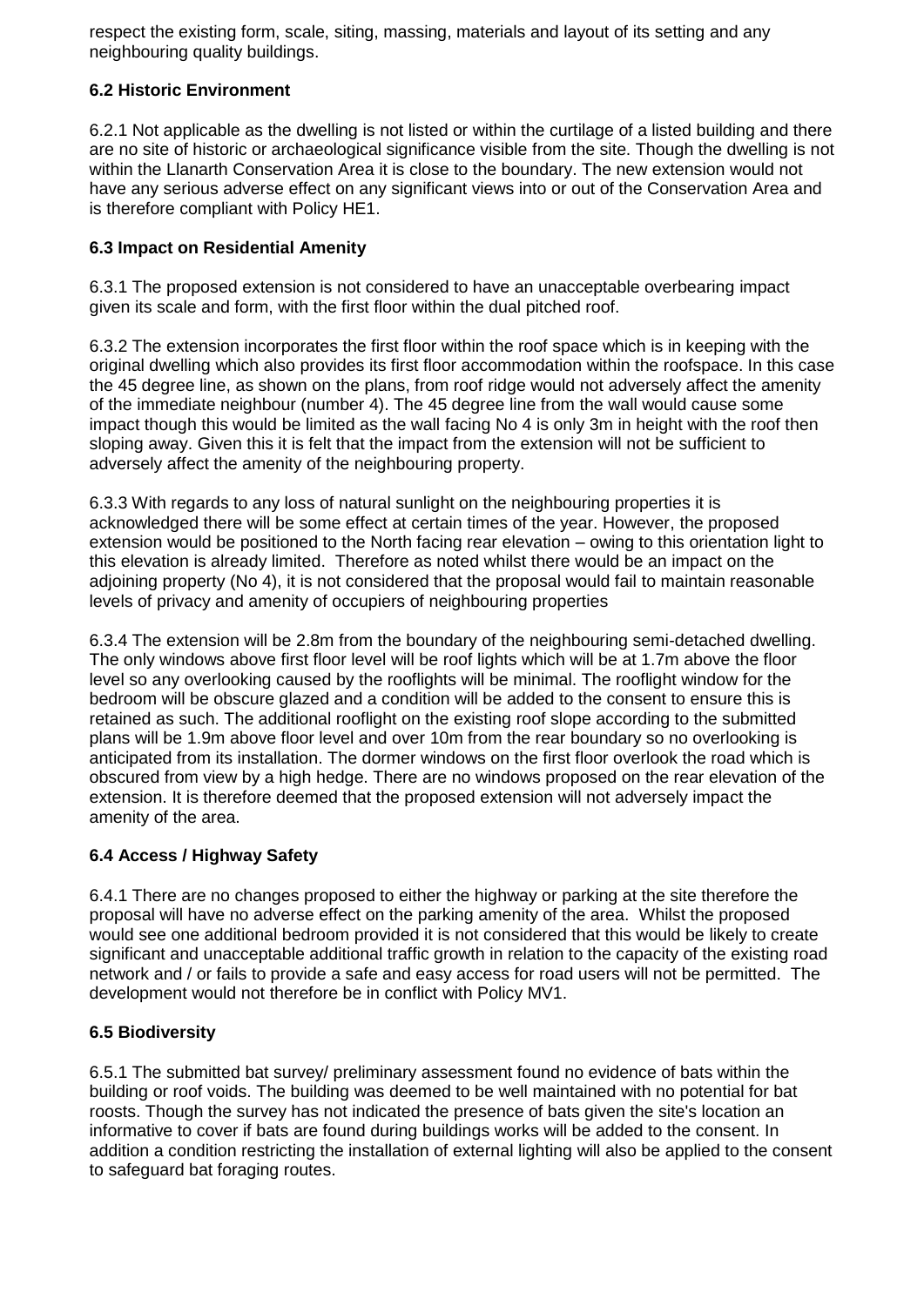respect the existing form, scale, siting, massing, materials and layout of its setting and any neighbouring quality buildings.

### 6.2 Historic Environment

6.2.1 Not applicable as the dwelling is not listed or within the curtilage of a listed building and there are no site of historic or archaeological significance visible from the site. Though the dwelling is not within the Llanarth Conservation Area it is close to the boundary. The new extension would not have any serious adverse effect on any significant views into or out of the Conservation Area and is therefore compliant with Policy HE1.

### 6.3 Impact on Residential Amenity

6.3.1 The proposed extension is not considered to have an unacceptable overbearing impact given its scale and form, with the first floor within the dual pitched roof.

6.3.2 The extension incorporates the first floor within the roof space which is in keeping with the original dwelling which also provides its first floor accommodation within the roofspace. In this case the 45 degree line, as shown on the plans, from roof ridge would not adversely affect the amenity of the immediate neighbour (number 4). The 45 degree line from the wall would cause some impact though this would be limited as the wall facing No 4 is only 3m in height with the roof then sloping away. Given this it is felt that the impact from the extension will not be sufficient to adversely affect the amenity of the neighbouring property.

6.3.3 With regards to any loss of natural sunlight on the neighbouring properties it is acknowledged there will be some effect at certain times of the year. However, the proposed extension would be positioned to the North facing rear elevation – owing to this orientation light to this elevation is already limited. Therefore as noted whilst there would be an impact on the adjoining property (No 4), it is not considered that the proposal would fail to maintain reasonable levels of privacy and amenity of occupiers of neighbouring properties

6.3.4 The extension will be 2.8m from the boundary of the neighbouring semi-detached dwelling. The only windows above first floor level will be roof lights which will be at 1.7m above the floor level so any overlooking caused by the rooflights will be minimal. The rooflight window for the bedroom will be obscure glazed and a condition will be added to the consent to ensure this is retained as such. The additional rooflight on the existing roof slope according to the submitted plans will be 1.9m above floor level and over 10m from the rear boundary so no overlooking is anticipated from its installation. The dormer windows on the first floor overlook the road which is obscured from view by a high hedge. There are no windows proposed on the rear elevation of the extension. It is therefore deemed that the proposed extension will not adversely impact the amenity of the area.

### 6.4 Access / Highway Safety

6.4.1 There are no changes proposed to either the highway or parking at the site therefore the proposal will have no adverse effect on the parking amenity of the area. Whilst the proposed would see one additional bedroom provided it is not considered that this would be likely to create significant and unacceptable additional traffic growth in relation to the capacity of the existing road network and / or fails to provide a safe and easy access for road users will not be permitted. The development would not therefore be in conflict with Policy MV1.

### 6.5 Biodiversity

6.5.1 The submitted bat survey/ preliminary assessment found no evidence of bats within the building or roof voids. The building was deemed to be well maintained with no potential for bat roosts. Though the survey has not indicated the presence of bats given the site's location an informative to cover if bats are found during buildings works will be added to the consent. In addition a condition restricting the installation of external lighting will also be applied to the consent to safeguard bat foraging routes.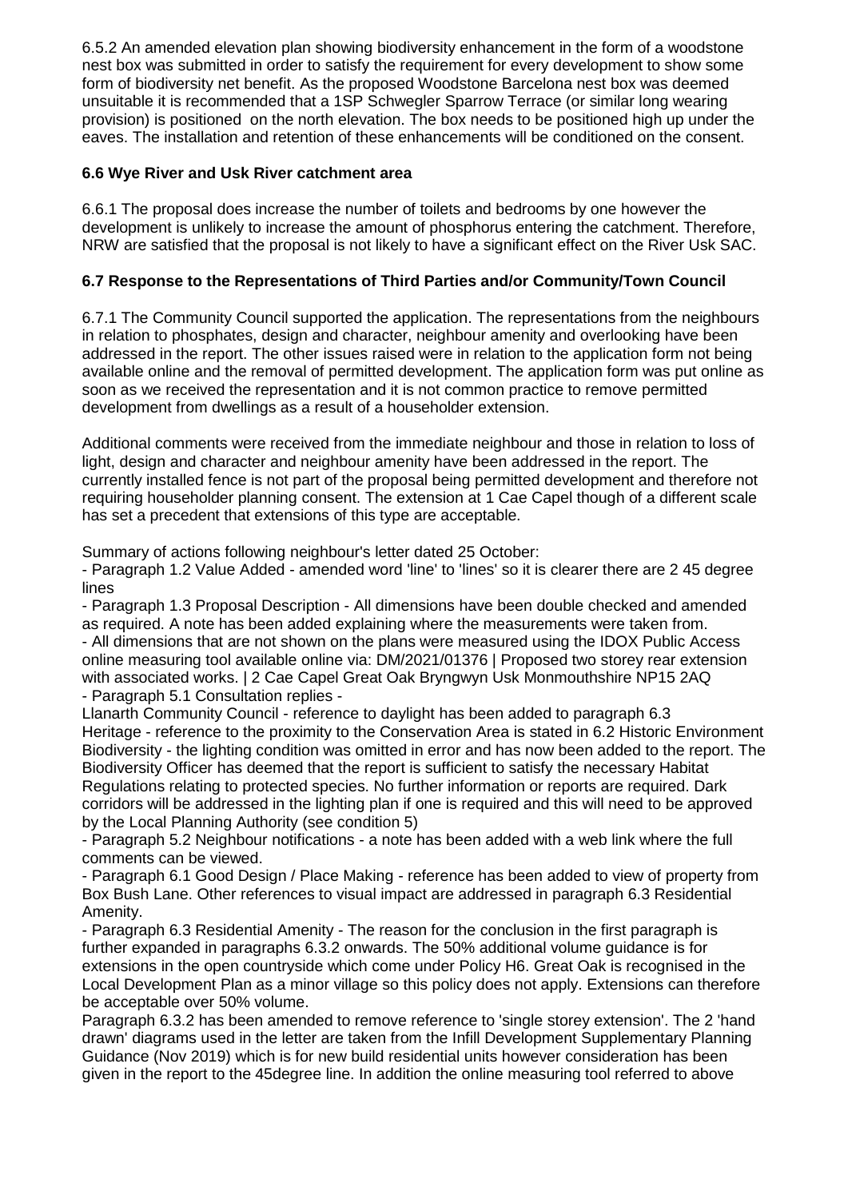6.5.2 An amended elevation plan showing biodiversity enhancement in the form of a woodstone nest box was submitted in order to satisfy the requirement for every development to show some form of biodiversity net benefit. As the proposed Woodstone Barcelona nest box was deemed unsuitable it is recommended that a 1SP Schwegler Sparrow Terrace (or similar long wearing provision) is positioned on the north elevation. The box needs to be positioned high up under the eaves. The installation and retention of these enhancements will be conditioned on the consent.

**6.6 Wye River and Usk River catchment area**

6.6.1 The proposal does increase the number of toilets and bedrooms by one however the development is unlikely to increase the amount of phosphorus entering the catchment. Therefore, NRW are satisfied that the proposal is not likely to have a significant effect on the River Usk SAC.

**6.7 Response to the Representations of Third Parties and/or Community/Town Council**

6.7.1 The Community Council supported the application. The representations from the neighbours in relation to phosphates, design and character, neighbour amenity and overlooking have been addressed in the report. The other issues raised were in relation to the application form not being available online and the removal of permitted development. The application form was put online as soon as we received the representation and it is not common practice to remove permitted development from dwellings as a result of a householder extension.

Additional comments were received from the immediate neighbour and those in relation to loss of light, design and character and neighbour amenity have been addressed in the report. The currently installed fence is not part of the proposal being permitted development and therefore not requiring householder planning consent. The extension at 1 Cae Capel though of a different scale has set a precedent that extensions of this type are acceptable.

Summary of actions following neighbour's letter dated 25 October:
- Paragraph 1.2 Value Added - amended word 'line' to 'lines' so it is clearer there are 2 45 degree lines
- Paragraph 1.3 Proposal Description - All dimensions have been double checked and amended as required. A note has been added explaining where the measurements were taken from.
- All dimensions that are not shown on the plans were measured using the IDOX Public Access online measuring tool available online via: DM/2021/01376 | Proposed two storey rear extension with associated works. | 2 Cae Capel Great Oak Bryngwyn Usk Monmouthshire NP15 2AQ
- Paragraph 5.1 Consultation replies -

Llanarth Community Council - reference to daylight has been added to paragraph 6.3
Heritage - reference to the proximity to the Conservation Area is stated in 6.2 Historic Environment
Biodiversity - the lighting condition was omitted in error and has now been added to the report. The Biodiversity Officer has deemed that the report is sufficient to satisfy the necessary Habitat Regulations relating to protected species. No further information or reports are required. Dark corridors will be addressed in the lighting plan if one is required and this will need to be approved by the Local Planning Authority (see condition 5)
- Paragraph 5.2 Neighbour notifications - a note has been added with a web link where the full comments can be viewed.
- Paragraph 6.1 Good Design / Place Making - reference has been added to view of property from Box Bush Lane. Other references to visual impact are addressed in paragraph 6.3 Residential Amenity.
- Paragraph 6.3 Residential Amenity - The reason for the conclusion in the first paragraph is further expanded in paragraphs 6.3.2 onwards. The 50% additional volume guidance is for extensions in the open countryside which come under Policy H6. Great Oak is recognised in the Local Development Plan as a minor village so this policy does not apply. Extensions can therefore be acceptable over 50% volume.
Paragraph 6.3.2 has been amended to remove reference to 'single storey extension'. The 2 'hand drawn' diagrams used in the letter are taken from the Infill Development Supplementary Planning Guidance (Nov 2019) which is for new build residential units however consideration has been given in the report to the 45degree line. In addition the online measuring tool referred to above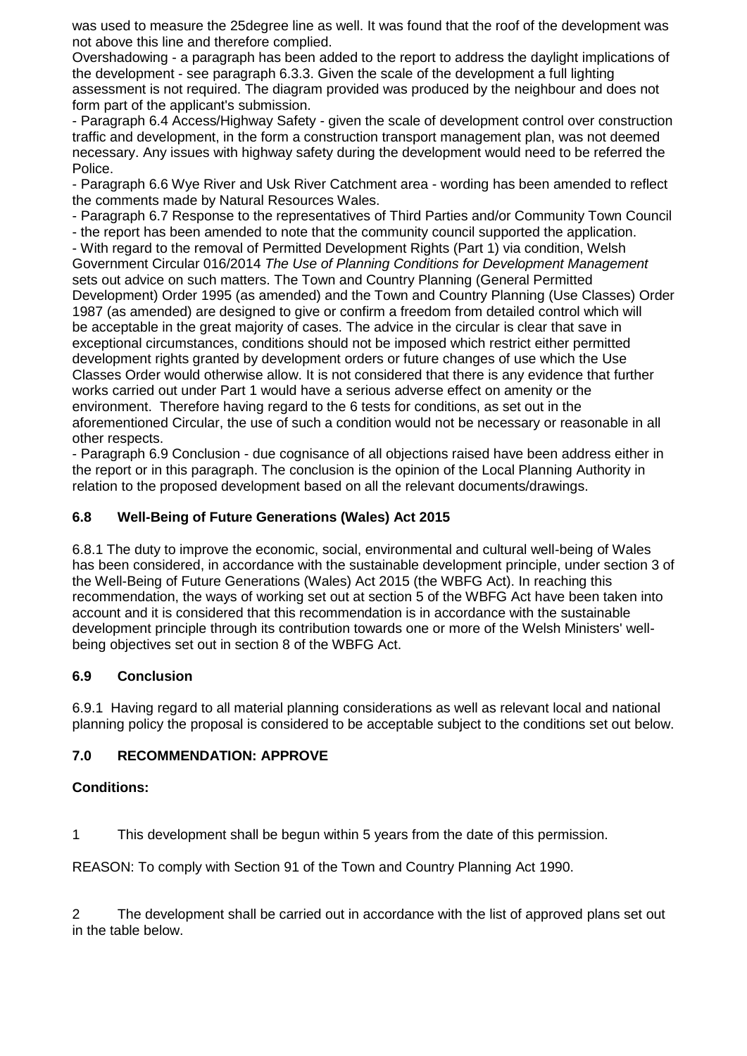was used to measure the 25degree line as well. It was found that the roof of the development was not above this line and therefore complied.

Overshadowing - a paragraph has been added to the report to address the daylight implications of the development - see paragraph 6.3.3. Given the scale of the development a full lighting assessment is not required. The diagram provided was produced by the neighbour and does not form part of the applicant's submission.

- Paragraph 6.4 Access/Highway Safety - given the scale of development control over construction traffic and development, in the form a construction transport management plan, was not deemed necessary. Any issues with highway safety during the development would need to be referred the Police.
- Paragraph 6.6 Wye River and Usk River Catchment area - wording has been amended to reflect the comments made by Natural Resources Wales.
- Paragraph 6.7 Response to the representatives of Third Parties and/or Community Town Council - the report has been amended to note that the community council supported the application.
- With regard to the removal of Permitted Development Rights (Part 1) via condition, Welsh Government Circular 016/2014 *The Use of Planning Conditions for Development Management* sets out advice on such matters. The Town and Country Planning (General Permitted Development) Order 1995 (as amended) and the Town and Country Planning (Use Classes) Order 1987 (as amended) are designed to give or confirm a freedom from detailed control which will be acceptable in the great majority of cases. The advice in the circular is clear that save in exceptional circumstances, conditions should not be imposed which restrict either permitted development rights granted by development orders or future changes of use which the Use Classes Order would otherwise allow. It is not considered that there is any evidence that further works carried out under Part 1 would have a serious adverse effect on amenity or the environment. Therefore having regard to the 6 tests for conditions, as set out in the aforementioned Circular, the use of such a condition would not be necessary or reasonable in all other respects.
- Paragraph 6.9 Conclusion - due cognisance of all objections raised have been address either in the report or in this paragraph. The conclusion is the opinion of the Local Planning Authority in relation to the proposed development based on all the relevant documents/drawings.

### 6.8 Well-Being of Future Generations (Wales) Act 2015

6.8.1 The duty to improve the economic, social, environmental and cultural well-being of Wales has been considered, in accordance with the sustainable development principle, under section 3 of the Well-Being of Future Generations (Wales) Act 2015 (the WBFG Act). In reaching this recommendation, the ways of working set out at section 5 of the WBFG Act have been taken into account and it is considered that this recommendation is in accordance with the sustainable development principle through its contribution towards one or more of the Welsh Ministers' well-being objectives set out in section 8 of the WBFG Act.

### 6.9 Conclusion

6.9.1 Having regard to all material planning considerations as well as relevant local and national planning policy the proposal is considered to be acceptable subject to the conditions set out below.

## 7.0 RECOMMENDATION: APPROVE

**Conditions:**

1 This development shall be begun within 5 years from the date of this permission.

REASON: To comply with Section 91 of the Town and Country Planning Act 1990.

2 The development shall be carried out in accordance with the list of approved plans set out in the table below.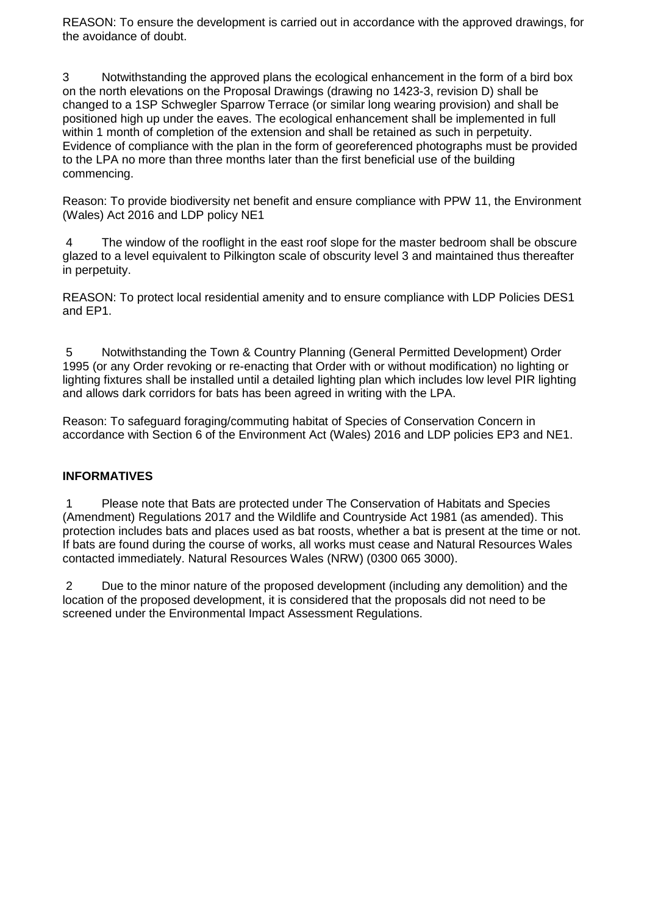REASON: To ensure the development is carried out in accordance with the approved drawings, for the avoidance of doubt.

3 Notwithstanding the approved plans the ecological enhancement in the form of a bird box on the north elevations on the Proposal Drawings (drawing no 1423-3, revision D) shall be changed to a 1SP Schwegler Sparrow Terrace (or similar long wearing provision) and shall be positioned high up under the eaves. The ecological enhancement shall be implemented in full within 1 month of completion of the extension and shall be retained as such in perpetuity. Evidence of compliance with the plan in the form of georeferenced photographs must be provided to the LPA no more than three months later than the first beneficial use of the building commencing.

Reason: To provide biodiversity net benefit and ensure compliance with PPW 11, the Environment (Wales) Act 2016 and LDP policy NE1

4 The window of the rooflight in the east roof slope for the master bedroom shall be obscure glazed to a level equivalent to Pilkington scale of obscurity level 3 and maintained thus thereafter in perpetuity.

REASON: To protect local residential amenity and to ensure compliance with LDP Policies DES1 and EP1.

5 Notwithstanding the Town & Country Planning (General Permitted Development) Order 1995 (or any Order revoking or re-enacting that Order with or without modification) no lighting or lighting fixtures shall be installed until a detailed lighting plan which includes low level PIR lighting and allows dark corridors for bats has been agreed in writing with the LPA.

Reason: To safeguard foraging/commuting habitat of Species of Conservation Concern in accordance with Section 6 of the Environment Act (Wales) 2016 and LDP policies EP3 and NE1.

**INFORMATIVES**

1 Please note that Bats are protected under The Conservation of Habitats and Species (Amendment) Regulations 2017 and the Wildlife and Countryside Act 1981 (as amended). This protection includes bats and places used as bat roosts, whether a bat is present at the time or not. If bats are found during the course of works, all works must cease and Natural Resources Wales contacted immediately. Natural Resources Wales (NRW) (0300 065 3000).

2 Due to the minor nature of the proposed development (including any demolition) and the location of the proposed development, it is considered that the proposals did not need to be screened under the Environmental Impact Assessment Regulations.